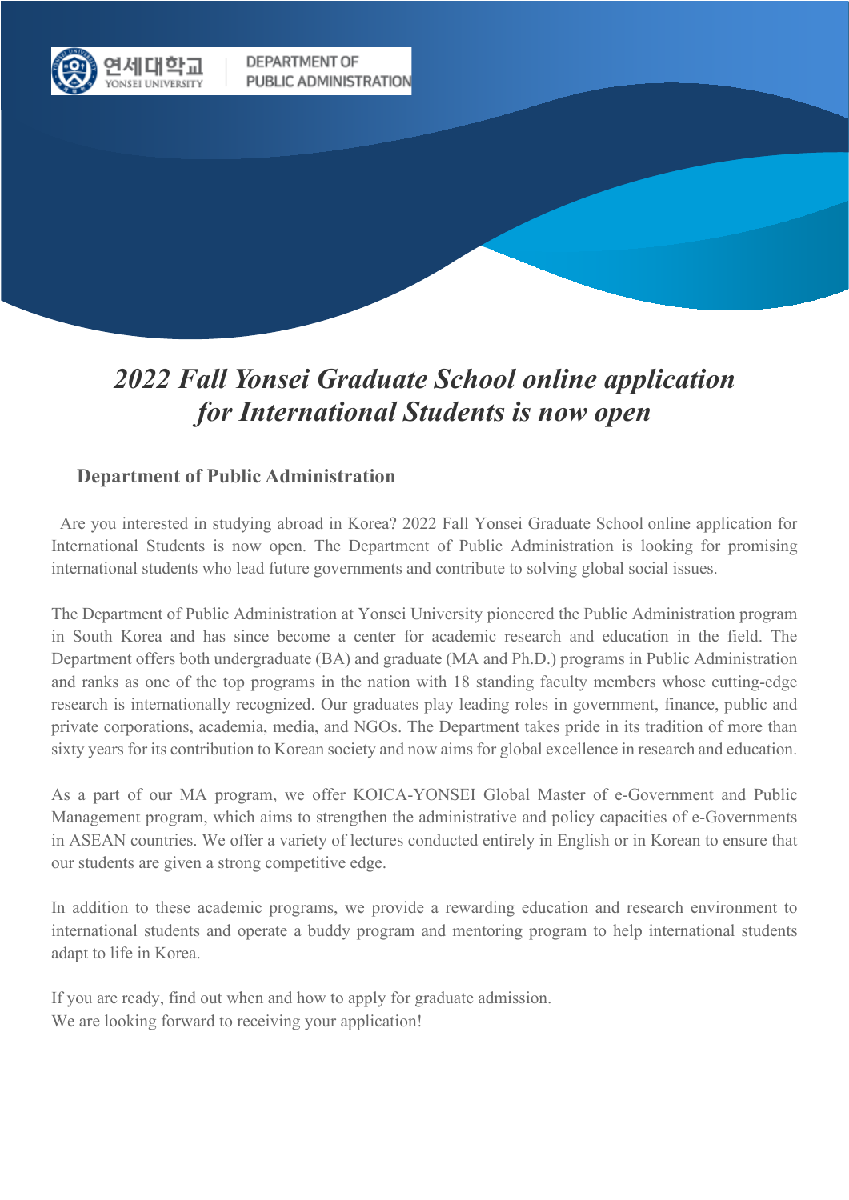연세대학교 YONSEI UNIVERSITY | DEPARTMENT OF PUBLIC ADMINISTRATION

# *2022 Fall Yonsei Graduate School online application for International Students is now open*

## Department of Public Administration

Are you interested in studying abroad in Korea? 2022 Fall Yonsei Graduate School online application for International Students is now open. The Department of Public Administration is looking for promising international students who lead future governments and contribute to solving global social issues.

The Department of Public Administration at Yonsei University pioneered the Public Administration program in South Korea and has since become a center for academic research and education in the field. The Department offers both undergraduate (BA) and graduate (MA and Ph.D.) programs in Public Administration and ranks as one of the top programs in the nation with 18 standing faculty members whose cutting-edge research is internationally recognized. Our graduates play leading roles in government, finance, public and private corporations, academia, media, and NGOs. The Department takes pride in its tradition of more than sixty years for its contribution to Korean society and now aims for global excellence in research and education.

As a part of our MA program, we offer KOICA-YONSEI Global Master of e-Government and Public Management program, which aims to strengthen the administrative and policy capacities of e-Governments in ASEAN countries. We offer a variety of lectures conducted entirely in English or in Korean to ensure that our students are given a strong competitive edge.

In addition to these academic programs, we provide a rewarding education and research environment to international students and operate a buddy program and mentoring program to help international students adapt to life in Korea.

If you are ready, find out when and how to apply for graduate admission.
We are looking forward to receiving your application!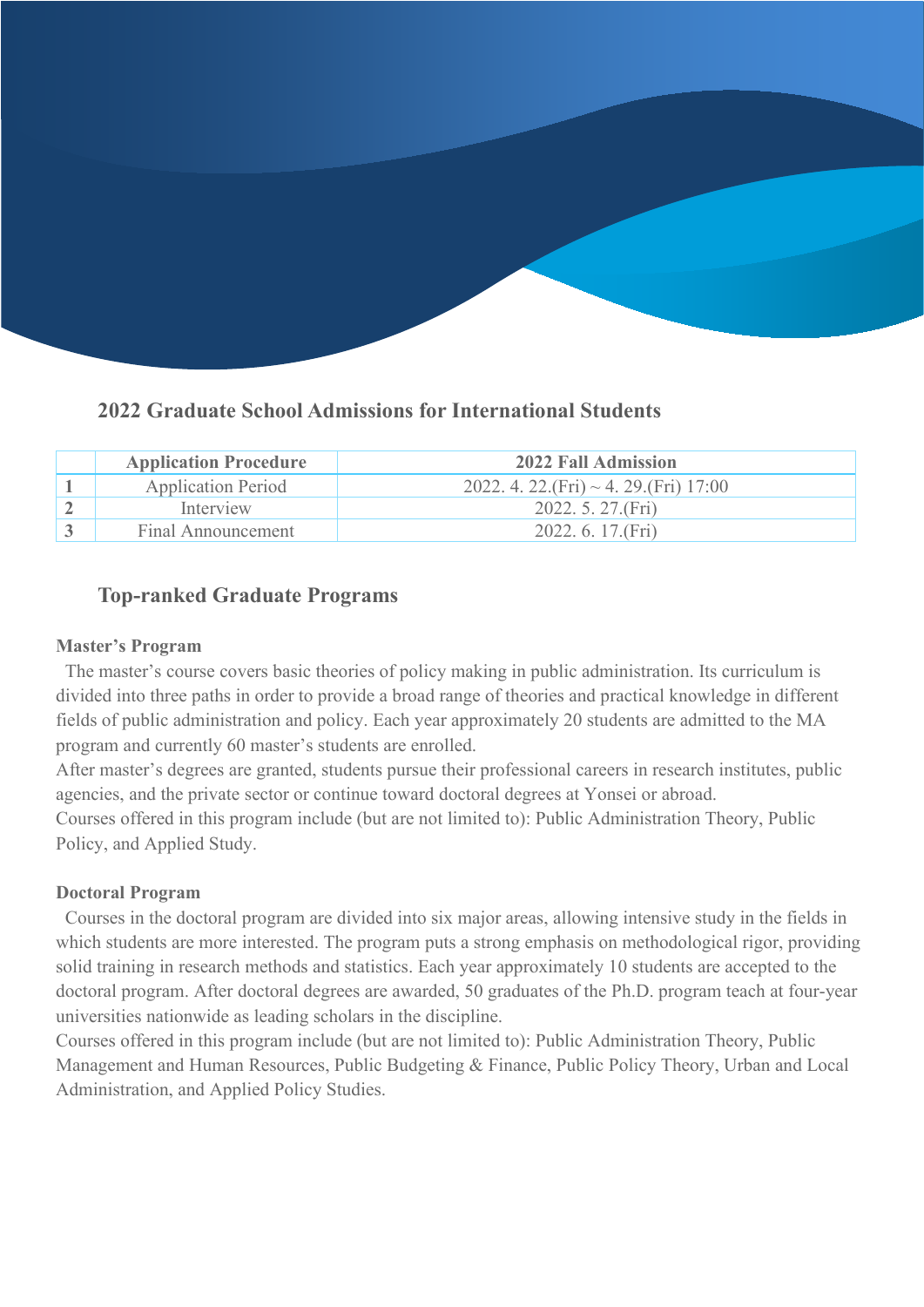## 2022 Graduate School Admissions for International Students

| | Application Procedure | 2022 Fall Admission |
|---|---|---|
| 1 | Application Period | 2022. 4. 22.(Fri) ~ 4. 29.(Fri) 17:00 |
| 2 | Interview | 2022. 5. 27.(Fri) |
| 3 | Final Announcement | 2022. 6. 17.(Fri) |

## Top-ranked Graduate Programs

**Master's Program**

The master's course covers basic theories of policy making in public administration. Its curriculum is divided into three paths in order to provide a broad range of theories and practical knowledge in different fields of public administration and policy. Each year approximately 20 students are admitted to the MA program and currently 60 master's students are enrolled.

After master's degrees are granted, students pursue their professional careers in research institutes, public agencies, and the private sector or continue toward doctoral degrees at Yonsei or abroad.

Courses offered in this program include (but are not limited to): Public Administration Theory, Public Policy, and Applied Study.

**Doctoral Program**

Courses in the doctoral program are divided into six major areas, allowing intensive study in the fields in which students are more interested. The program puts a strong emphasis on methodological rigor, providing solid training in research methods and statistics. Each year approximately 10 students are accepted to the doctoral program. After doctoral degrees are awarded, 50 graduates of the Ph.D. program teach at four-year universities nationwide as leading scholars in the discipline.

Courses offered in this program include (but are not limited to): Public Administration Theory, Public Management and Human Resources, Public Budgeting & Finance, Public Policy Theory, Urban and Local Administration, and Applied Policy Studies.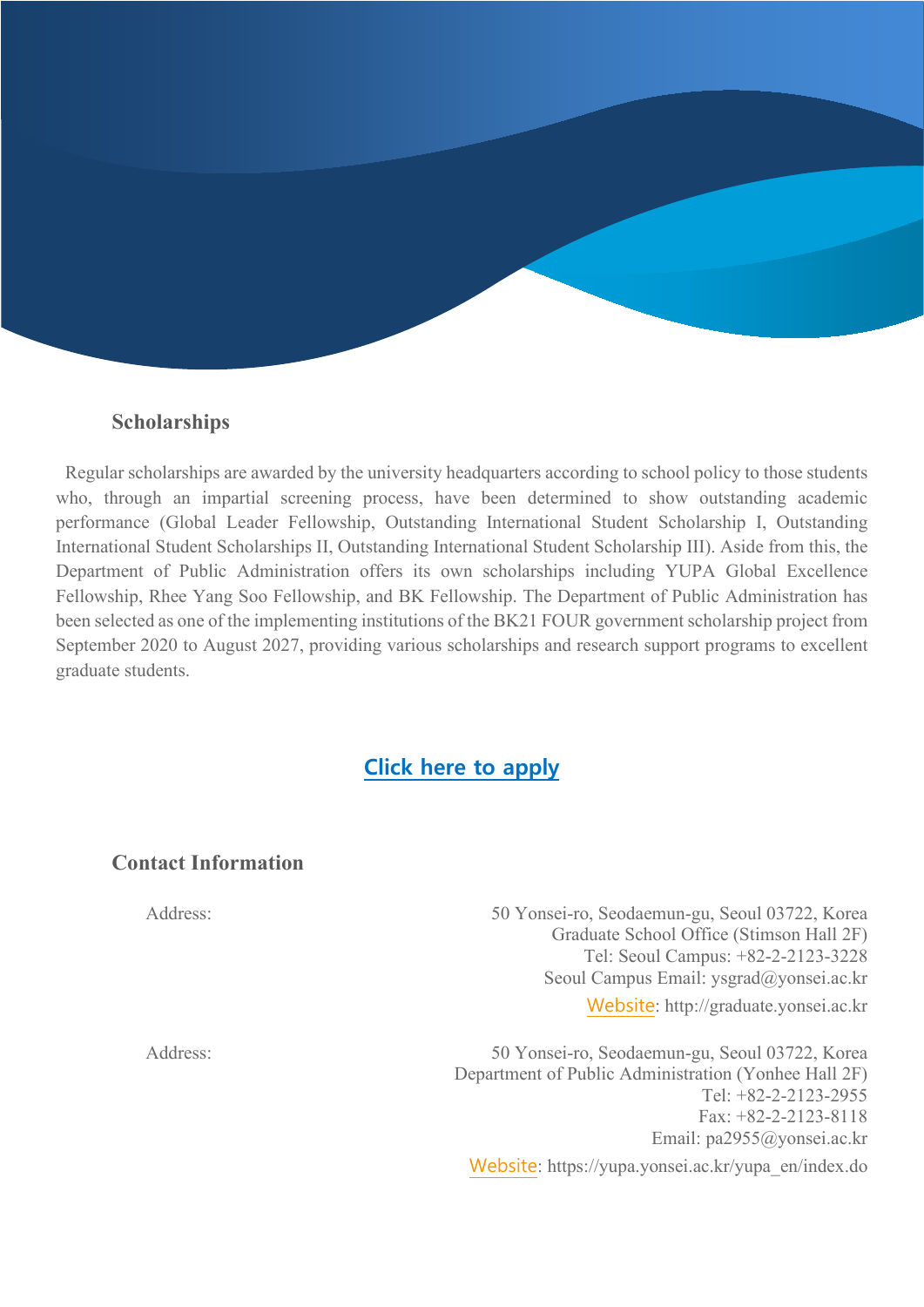## Scholarships

Regular scholarships are awarded by the university headquarters according to school policy to those students who, through an impartial screening process, have been determined to show outstanding academic performance (Global Leader Fellowship, Outstanding International Student Scholarship I, Outstanding International Student Scholarships II, Outstanding International Student Scholarship III). Aside from this, the Department of Public Administration offers its own scholarships including YUPA Global Excellence Fellowship, Rhee Yang Soo Fellowship, and BK Fellowship. The Department of Public Administration has been selected as one of the implementing institutions of the BK21 FOUR government scholarship project from September 2020 to August 2027, providing various scholarships and research support programs to excellent graduate students.

**Click here to apply**

## Contact Information

Address:

50 Yonsei-ro, Seodaemun-gu, Seoul 03722, Korea
Graduate School Office (Stimson Hall 2F)
Tel: Seoul Campus: +82-2-2123-3228
Seoul Campus Email: ysgrad@yonsei.ac.kr
Website: http://graduate.yonsei.ac.kr

Address:

50 Yonsei-ro, Seodaemun-gu, Seoul 03722, Korea
Department of Public Administration (Yonhee Hall 2F)
Tel: +82-2-2123-2955
Fax: +82-2-2123-8118
Email: pa2955@yonsei.ac.kr
Website: https://yupa.yonsei.ac.kr/yupa_en/index.do